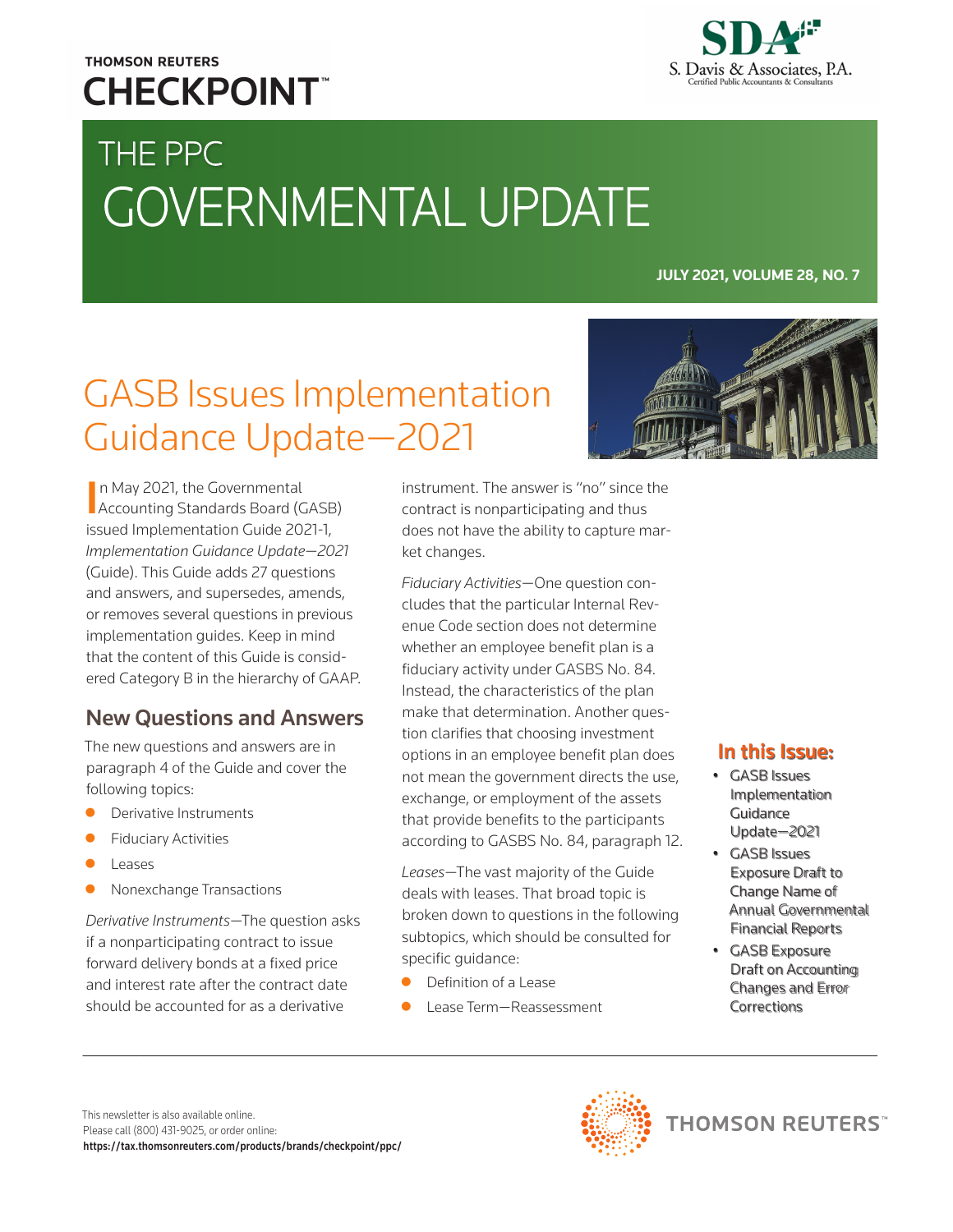THOMSON REUTERS
**CHECKPOINT**™

S. Davis & Associates, P.A.
Certified Public Accountants & Consultants

# THE PPC GOVERNMENTAL UPDATE

**JULY 2021, VOLUME 28, NO. 7**

## GASB Issues Implementation Guidance Update—2021

In May 2021, the Governmental Accounting Standards Board (GASB) issued Implementation Guide 2021-1, *Implementation Guidance Update—2021* (Guide). This Guide adds 27 questions and answers, and supersedes, amends, or removes several questions in previous implementation guides. Keep in mind that the content of this Guide is considered Category B in the hierarchy of GAAP.

### New Questions and Answers

The new questions and answers are in paragraph 4 of the Guide and cover the following topics:

- Derivative Instruments
- Fiduciary Activities
- Leases
- Nonexchange Transactions

*Derivative Instruments*—The question asks if a nonparticipating contract to issue forward delivery bonds at a fixed price and interest rate after the contract date should be accounted for as a derivative instrument. The answer is "no" since the contract is nonparticipating and thus does not have the ability to capture market changes.

*Fiduciary Activities*—One question concludes that the particular Internal Revenue Code section does not determine whether an employee benefit plan is a fiduciary activity under GASBS No. 84. Instead, the characteristics of the plan make that determination. Another question clarifies that choosing investment options in an employee benefit plan does not mean the government directs the use, exchange, or employment of the assets that provide benefits to the participants according to GASBS No. 84, paragraph 12.

*Leases*—The vast majority of the Guide deals with leases. That broad topic is broken down to questions in the following subtopics, which should be consulted for specific guidance:

- Definition of a Lease
- Lease Term—Reassessment

**In this Issue:**

- GASB Issues Implementation Guidance Update—2021
- GASB Issues Exposure Draft to Change Name of Annual Governmental Financial Reports
- GASB Exposure Draft on Accounting Changes and Error Corrections

This newsletter is also available online.
Please call (800) 431-9025, or order online:
**https://tax.thomsonreuters.com/products/brands/checkpoint/ppc/**

THOMSON REUTERS™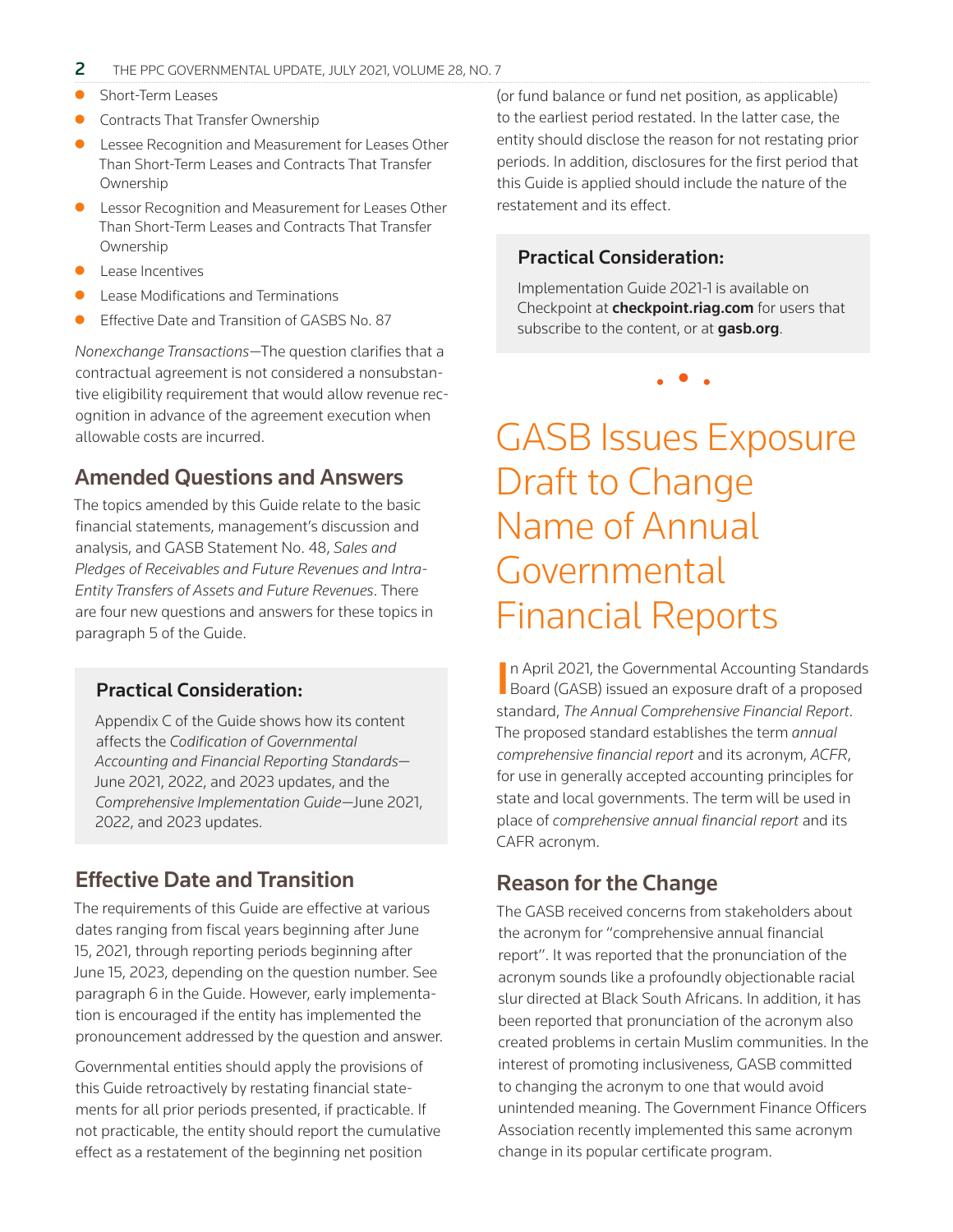- Short-Term Leases
- Contracts That Transfer Ownership
- Lessee Recognition and Measurement for Leases Other Than Short-Term Leases and Contracts That Transfer Ownership
- Lessor Recognition and Measurement for Leases Other Than Short-Term Leases and Contracts That Transfer Ownership
- Lease Incentives
- Lease Modifications and Terminations
- Effective Date and Transition of GASBS No. 87

*Nonexchange Transactions*—The question clarifies that a contractual agreement is not considered a nonsubstantive eligibility requirement that would allow revenue recognition in advance of the agreement execution when allowable costs are incurred.

## Amended Questions and Answers

The topics amended by this Guide relate to the basic financial statements, management's discussion and analysis, and GASB Statement No. 48, *Sales and Pledges of Receivables and Future Revenues and Intra-Entity Transfers of Assets and Future Revenues*. There are four new questions and answers for these topics in paragraph 5 of the Guide.

### Practical Consideration:

Appendix C of the Guide shows how its content affects the *Codification of Governmental Accounting and Financial Reporting Standards*—June 2021, 2022, and 2023 updates, and the *Comprehensive Implementation Guide*—June 2021, 2022, and 2023 updates.

## Effective Date and Transition

The requirements of this Guide are effective at various dates ranging from fiscal years beginning after June 15, 2021, through reporting periods beginning after June 15, 2023, depending on the question number. See paragraph 6 in the Guide. However, early implementation is encouraged if the entity has implemented the pronouncement addressed by the question and answer.

Governmental entities should apply the provisions of this Guide retroactively by restating financial statements for all prior periods presented, if practicable. If not practicable, the entity should report the cumulative effect as a restatement of the beginning net position (or fund balance or fund net position, as applicable) to the earliest period restated. In the latter case, the entity should disclose the reason for not restating prior periods. In addition, disclosures for the first period that this Guide is applied should include the nature of the restatement and its effect.

### Practical Consideration:

Implementation Guide 2021-1 is available on Checkpoint at **checkpoint.riag.com** for users that subscribe to the content, or at **gasb.org**.

# GASB Issues Exposure Draft to Change Name of Annual Governmental Financial Reports

In April 2021, the Governmental Accounting Standards Board (GASB) issued an exposure draft of a proposed standard, *The Annual Comprehensive Financial Report*. The proposed standard establishes the term *annual comprehensive financial report* and its acronym, *ACFR*, for use in generally accepted accounting principles for state and local governments. The term will be used in place of *comprehensive annual financial report* and its CAFR acronym.

## Reason for the Change

The GASB received concerns from stakeholders about the acronym for "comprehensive annual financial report". It was reported that the pronunciation of the acronym sounds like a profoundly objectionable racial slur directed at Black South Africans. In addition, it has been reported that pronunciation of the acronym also created problems in certain Muslim communities. In the interest of promoting inclusiveness, GASB committed to changing the acronym to one that would avoid unintended meaning. The Government Finance Officers Association recently implemented this same acronym change in its popular certificate program.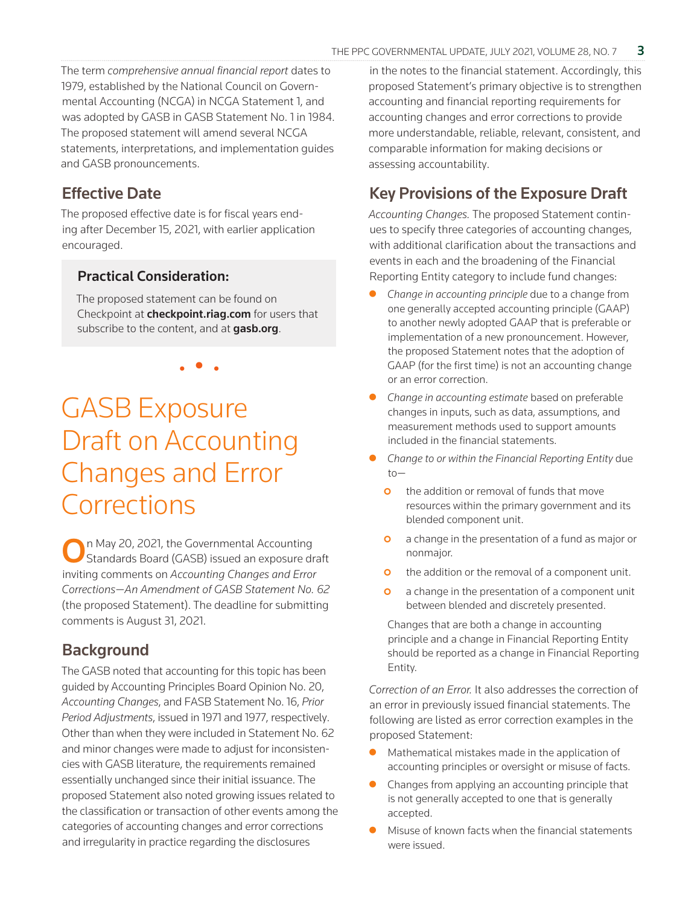The term *comprehensive annual financial report* dates to 1979, established by the National Council on Governmental Accounting (NCGA) in NCGA Statement 1, and was adopted by GASB in GASB Statement No. 1 in 1984. The proposed statement will amend several NCGA statements, interpretations, and implementation guides and GASB pronouncements.

## Effective Date

The proposed effective date is for fiscal years ending after December 15, 2021, with earlier application encouraged.

> **Practical Consideration:**
>
> The proposed statement can be found on Checkpoint at **checkpoint.riag.com** for users that subscribe to the content, and at **gasb.org**.

# GASB Exposure Draft on Accounting Changes and Error Corrections

On May 20, 2021, the Governmental Accounting Standards Board (GASB) issued an exposure draft inviting comments on *Accounting Changes and Error Corrections—An Amendment of GASB Statement No. 62* (the proposed Statement). The deadline for submitting comments is August 31, 2021.

## Background

The GASB noted that accounting for this topic has been guided by Accounting Principles Board Opinion No. 20, *Accounting Changes*, and FASB Statement No. 16, *Prior Period Adjustments*, issued in 1971 and 1977, respectively. Other than when they were included in Statement No. 62 and minor changes were made to adjust for inconsistencies with GASB literature, the requirements remained essentially unchanged since their initial issuance. The proposed Statement also noted growing issues related to the classification or transaction of other events among the categories of accounting changes and error corrections and irregularity in practice regarding the disclosures in the notes to the financial statement. Accordingly, this proposed Statement's primary objective is to strengthen accounting and financial reporting requirements for accounting changes and error corrections to provide more understandable, reliable, relevant, consistent, and comparable information for making decisions or assessing accountability.

## Key Provisions of the Exposure Draft

*Accounting Changes.* The proposed Statement continues to specify three categories of accounting changes, with additional clarification about the transactions and events in each and the broadening of the Financial Reporting Entity category to include fund changes:

- *Change in accounting principle* due to a change from one generally accepted accounting principle (GAAP) to another newly adopted GAAP that is preferable or implementation of a new pronouncement. However, the proposed Statement notes that the adoption of GAAP (for the first time) is not an accounting change or an error correction.
- *Change in accounting estimate* based on preferable changes in inputs, such as data, assumptions, and measurement methods used to support amounts included in the financial statements.
- *Change to or within the Financial Reporting Entity* due to—
  - the addition or removal of funds that move resources within the primary government and its blended component unit.
  - a change in the presentation of a fund as major or nonmajor.
  - the addition or the removal of a component unit.
  - a change in the presentation of a component unit between blended and discretely presented.

  Changes that are both a change in accounting principle and a change in Financial Reporting Entity should be reported as a change in Financial Reporting Entity.

*Correction of an Error.* It also addresses the correction of an error in previously issued financial statements. The following are listed as error correction examples in the proposed Statement:

- Mathematical mistakes made in the application of accounting principles or oversight or misuse of facts.
- Changes from applying an accounting principle that is not generally accepted to one that is generally accepted.
- Misuse of known facts when the financial statements were issued.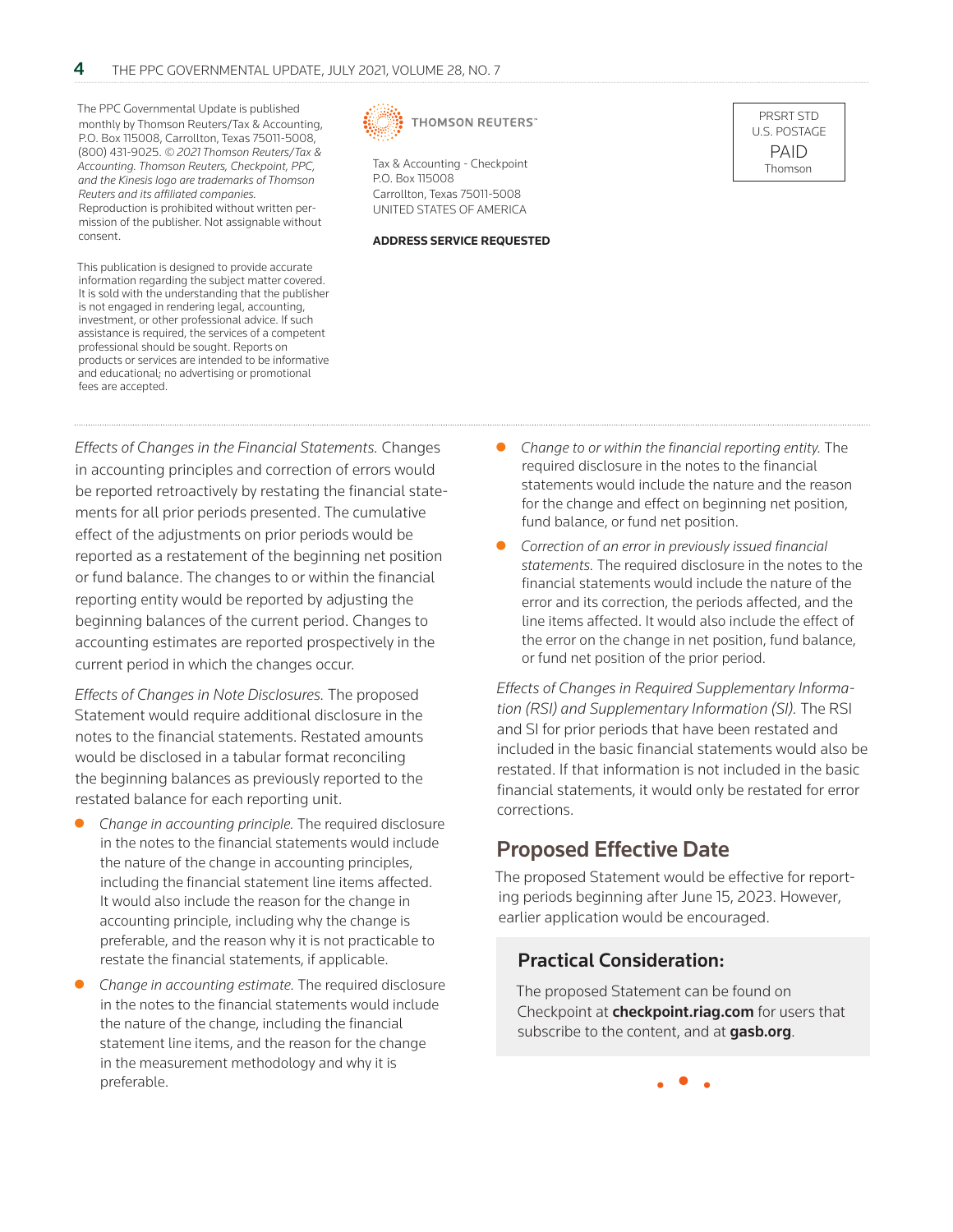The PPC Governmental Update is published monthly by Thomson Reuters/Tax & Accounting, P.O. Box 115008, Carrollton, Texas 75011-5008, (800) 431-9025. *© 2021 Thomson Reuters/Tax & Accounting. Thomson Reuters, Checkpoint, PPC, and the Kinesis logo are trademarks of Thomson Reuters and its affiliated companies.* Reproduction is prohibited without written permission of the publisher. Not assignable without consent.

This publication is designed to provide accurate information regarding the subject matter covered. It is sold with the understanding that the publisher is not engaged in rendering legal, accounting, investment, or other professional advice. If such assistance is required, the services of a competent professional should be sought. Reports on products or services are intended to be informative and educational; no advertising or promotional fees are accepted.

THOMSON REUTERS™

Tax & Accounting - Checkpoint
P.O. Box 115008
Carrollton, Texas 75011-5008
UNITED STATES OF AMERICA

**ADDRESS SERVICE REQUESTED**

PRSRT STD
U.S. POSTAGE
PAID
Thomson

*Effects of Changes in the Financial Statements.* Changes in accounting principles and correction of errors would be reported retroactively by restating the financial statements for all prior periods presented. The cumulative effect of the adjustments on prior periods would be reported as a restatement of the beginning net position or fund balance. The changes to or within the financial reporting entity would be reported by adjusting the beginning balances of the current period. Changes to accounting estimates are reported prospectively in the current period in which the changes occur.

*Effects of Changes in Note Disclosures.* The proposed Statement would require additional disclosure in the notes to the financial statements. Restated amounts would be disclosed in a tabular format reconciling the beginning balances as previously reported to the restated balance for each reporting unit.

- *Change in accounting principle.* The required disclosure in the notes to the financial statements would include the nature of the change in accounting principles, including the financial statement line items affected. It would also include the reason for the change in accounting principle, including why the change is preferable, and the reason why it is not practicable to restate the financial statements, if applicable.
- *Change in accounting estimate.* The required disclosure in the notes to the financial statements would include the nature of the change, including the financial statement line items, and the reason for the change in the measurement methodology and why it is preferable.
- *Change to or within the financial reporting entity.* The required disclosure in the notes to the financial statements would include the nature and the reason for the change and effect on beginning net position, fund balance, or fund net position.
- *Correction of an error in previously issued financial statements.* The required disclosure in the notes to the financial statements would include the nature of the error and its correction, the periods affected, and the line items affected. It would also include the effect of the error on the change in net position, fund balance, or fund net position of the prior period.

*Effects of Changes in Required Supplementary Information (RSI) and Supplementary Information (SI).* The RSI and SI for prior periods that have been restated and included in the basic financial statements would also be restated. If that information is not included in the basic financial statements, it would only be restated for error corrections.

## Proposed Effective Date

The proposed Statement would be effective for reporting periods beginning after June 15, 2023. However, earlier application would be encouraged.

### Practical Consideration:

The proposed Statement can be found on Checkpoint at **checkpoint.riag.com** for users that subscribe to the content, and at **gasb.org**.